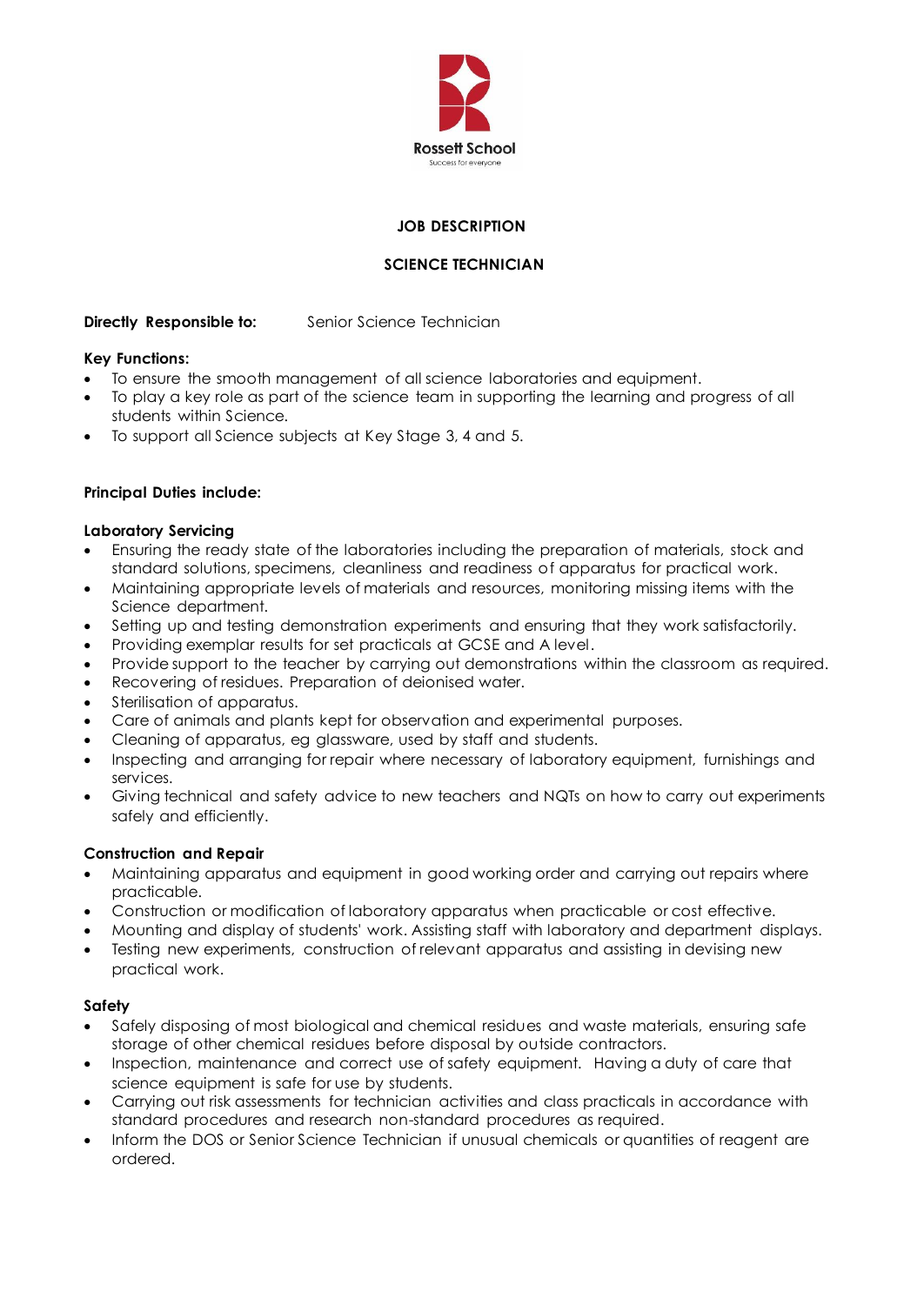Rossett School

Success for everyone

# JOB DESCRIPTION

## SCIENCE TECHNICIAN

**Directly Responsible to:** Senior Science Technician

**Key Functions:**

- To ensure the smooth management of all science laboratories and equipment.
- To play a key role as part of the science team in supporting the learning and progress of all students within Science.
- To support all Science subjects at Key Stage 3, 4 and 5.

**Principal Duties include:**

**Laboratory Servicing**

- Ensuring the ready state of the laboratories including the preparation of materials, stock and standard solutions, specimens, cleanliness and readiness of apparatus for practical work.
- Maintaining appropriate levels of materials and resources, monitoring missing items with the Science department.
- Setting up and testing demonstration experiments and ensuring that they work satisfactorily.
- Providing exemplar results for set practicals at GCSE and A level.
- Provide support to the teacher by carrying out demonstrations within the classroom as required.
- Recovering of residues. Preparation of deionised water.
- Sterilisation of apparatus.
- Care of animals and plants kept for observation and experimental purposes.
- Cleaning of apparatus, eg glassware, used by staff and students.
- Inspecting and arranging for repair where necessary of laboratory equipment, furnishings and services.
- Giving technical and safety advice to new teachers and NQTs on how to carry out experiments safely and efficiently.

**Construction and Repair**

- Maintaining apparatus and equipment in good working order and carrying out repairs where practicable.
- Construction or modification of laboratory apparatus when practicable or cost effective.
- Mounting and display of students' work. Assisting staff with laboratory and department displays.
- Testing new experiments, construction of relevant apparatus and assisting in devising new practical work.

**Safety**

- Safely disposing of most biological and chemical residues and waste materials, ensuring safe storage of other chemical residues before disposal by outside contractors.
- Inspection, maintenance and correct use of safety equipment. Having a duty of care that science equipment is safe for use by students.
- Carrying out risk assessments for technician activities and class practicals in accordance with standard procedures and research non-standard procedures as required.
- Inform the DOS or Senior Science Technician if unusual chemicals or quantities of reagent are ordered.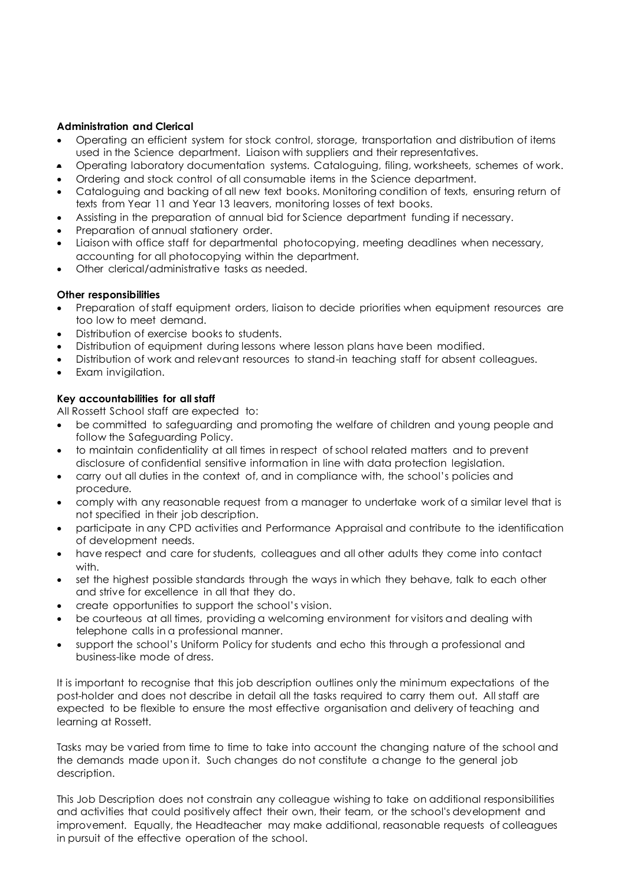**Administration and Clerical**

- Operating an efficient system for stock control, storage, transportation and distribution of items used in the Science department. Liaison with suppliers and their representatives.
- Operating laboratory documentation systems. Cataloguing, filing, worksheets, schemes of work.
- Ordering and stock control of all consumable items in the Science department.
- Cataloguing and backing of all new text books. Monitoring condition of texts, ensuring return of texts from Year 11 and Year 13 leavers, monitoring losses of text books.
- Assisting in the preparation of annual bid for Science department funding if necessary.
- Preparation of annual stationery order.
- Liaison with office staff for departmental photocopying, meeting deadlines when necessary, accounting for all photocopying within the department.
- Other clerical/administrative tasks as needed.

**Other responsibilities**

- Preparation of staff equipment orders, liaison to decide priorities when equipment resources are too low to meet demand.
- Distribution of exercise books to students.
- Distribution of equipment during lessons where lesson plans have been modified.
- Distribution of work and relevant resources to stand-in teaching staff for absent colleagues.
- Exam invigilation.

**Key accountabilities for all staff**

All Rossett School staff are expected to:

- be committed to safeguarding and promoting the welfare of children and young people and follow the Safeguarding Policy.
- to maintain confidentiality at all times in respect of school related matters and to prevent disclosure of confidential sensitive information in line with data protection legislation.
- carry out all duties in the context of, and in compliance with, the school's policies and procedure.
- comply with any reasonable request from a manager to undertake work of a similar level that is not specified in their job description.
- participate in any CPD activities and Performance Appraisal and contribute to the identification of development needs.
- have respect and care for students, colleagues and all other adults they come into contact with.
- set the highest possible standards through the ways in which they behave, talk to each other and strive for excellence in all that they do.
- create opportunities to support the school's vision.
- be courteous at all times, providing a welcoming environment for visitors and dealing with telephone calls in a professional manner.
- support the school's Uniform Policy for students and echo this through a professional and business-like mode of dress.

It is important to recognise that this job description outlines only the minimum expectations of the post-holder and does not describe in detail all the tasks required to carry them out. All staff are expected to be flexible to ensure the most effective organisation and delivery of teaching and learning at Rossett.

Tasks may be varied from time to time to take into account the changing nature of the school and the demands made upon it. Such changes do not constitute a change to the general job description.

This Job Description does not constrain any colleague wishing to take on additional responsibilities and activities that could positively affect their own, their team, or the school's development and improvement. Equally, the Headteacher may make additional, reasonable requests of colleagues in pursuit of the effective operation of the school.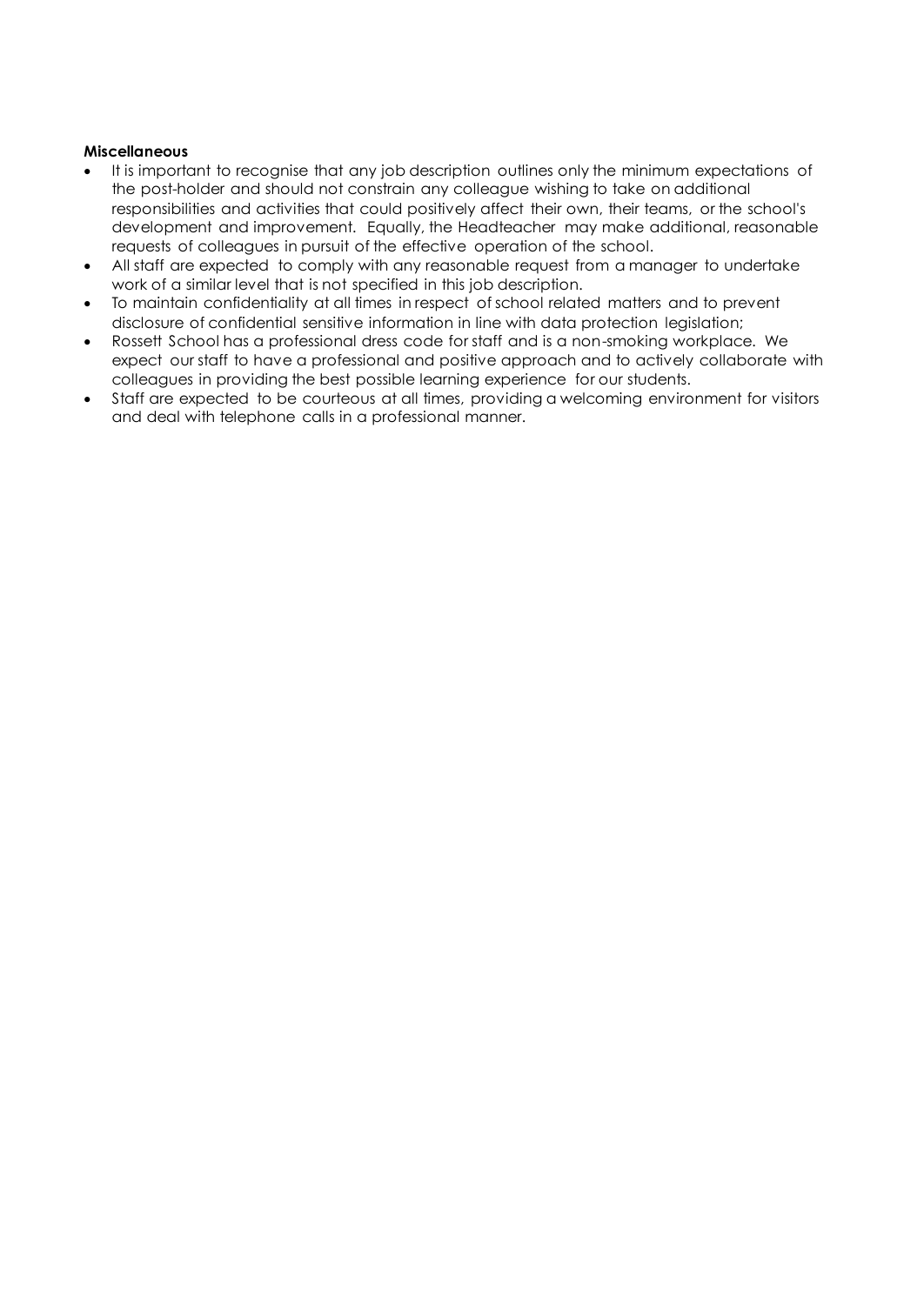**Miscellaneous**

- It is important to recognise that any job description outlines only the minimum expectations of the post-holder and should not constrain any colleague wishing to take on additional responsibilities and activities that could positively affect their own, their teams, or the school's development and improvement. Equally, the Headteacher may make additional, reasonable requests of colleagues in pursuit of the effective operation of the school.
- All staff are expected to comply with any reasonable request from a manager to undertake work of a similar level that is not specified in this job description.
- To maintain confidentiality at all times in respect of school related matters and to prevent disclosure of confidential sensitive information in line with data protection legislation;
- Rossett School has a professional dress code for staff and is a non-smoking workplace. We expect our staff to have a professional and positive approach and to actively collaborate with colleagues in providing the best possible learning experience for our students.
- Staff are expected to be courteous at all times, providing a welcoming environment for visitors and deal with telephone calls in a professional manner.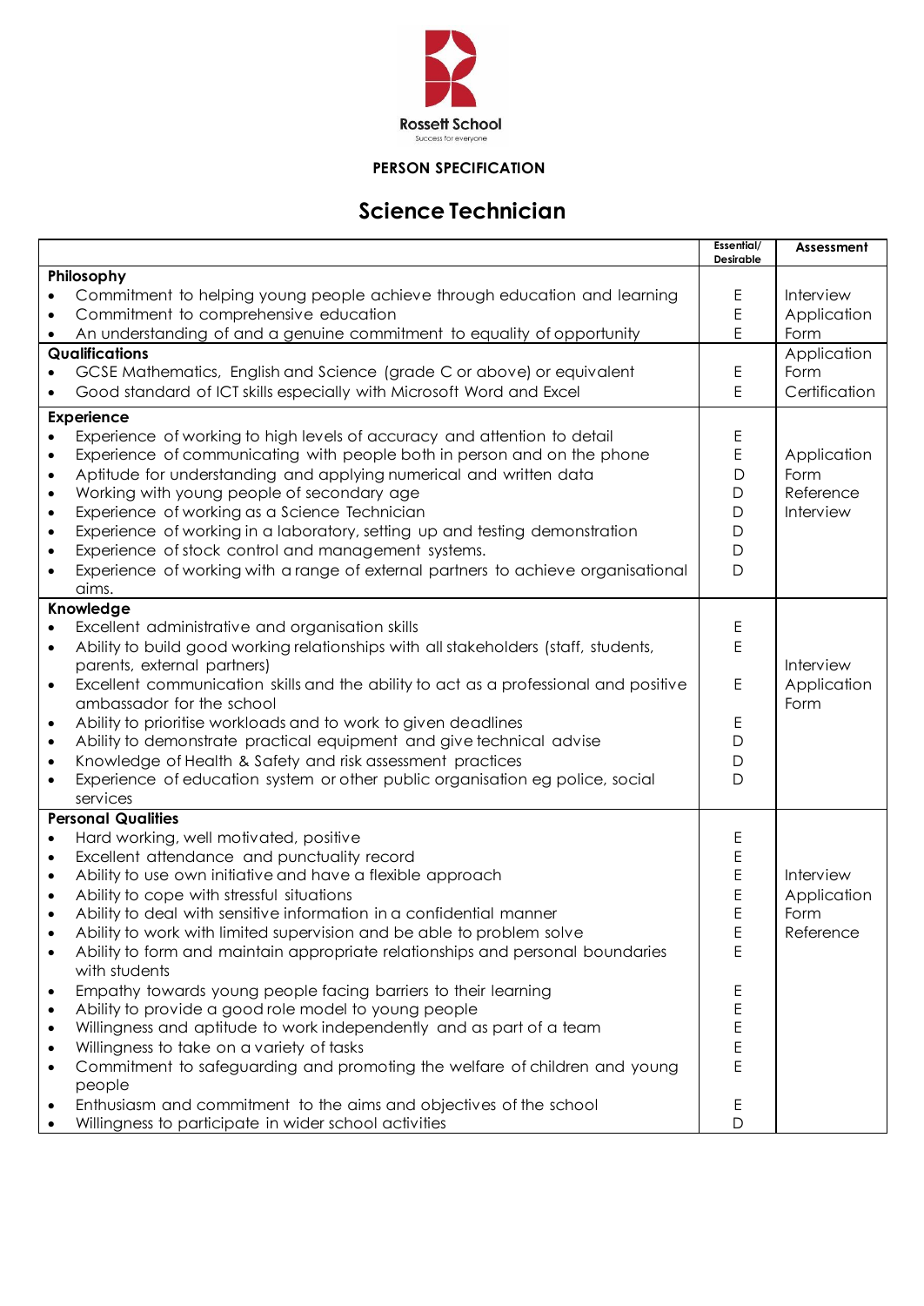Rossett School

Success for everyone

**PERSON SPECIFICATION**

# Science Technician

| | Essential/ Desirable | Assessment |
|---|---|---|
| **Philosophy** | | |
| • Commitment to helping young people achieve through education and learning | E | Interview |
| • Commitment to comprehensive education | E | Application |
| • An understanding of and a genuine commitment to equality of opportunity | E | Form |
| **Qualifications** | | Application |
| • GCSE Mathematics, English and Science (grade C or above) or equivalent | E | Form |
| • Good standard of ICT skills especially with Microsoft Word and Excel | E | Certification |
| **Experience** | | |
| • Experience of working to high levels of accuracy and attention to detail | E | |
| • Experience of communicating with people both in person and on the phone | E | Application |
| • Aptitude for understanding and applying numerical and written data | D | Form |
| • Working with young people of secondary age | D | Reference |
| • Experience of working as a Science Technician | D | Interview |
| • Experience of working in a laboratory, setting up and testing demonstration | D | |
| • Experience of stock control and management systems. | D | |
| • Experience of working with a range of external partners to achieve organisational aims. | D | |
| **Knowledge** | | |
| • Excellent administrative and organisation skills | E | |
| • Ability to build good working relationships with all stakeholders (staff, students, parents, external partners) | E | Interview |
| • Excellent communication skills and the ability to act as a professional and positive ambassador for the school | E | Application Form |
| • Ability to prioritise workloads and to work to given deadlines | E | |
| • Ability to demonstrate practical equipment and give technical advise | D | |
| • Knowledge of Health & Safety and risk assessment practices | D | |
| • Experience of education system or other public organisation eg police, social services | D | |
| **Personal Qualities** | | |
| • Hard working, well motivated, positive | E | |
| • Excellent attendance and punctuality record | E | |
| • Ability to use own initiative and have a flexible approach | E | Interview |
| • Ability to cope with stressful situations | E | Application |
| • Ability to deal with sensitive information in a confidential manner | E | Form |
| • Ability to work with limited supervision and be able to problem solve | E | Reference |
| • Ability to form and maintain appropriate relationships and personal boundaries with students | E | |
| • Empathy towards young people facing barriers to their learning | E | |
| • Ability to provide a good role model to young people | E | |
| • Willingness and aptitude to work independently and as part of a team | E | |
| • Willingness to take on a variety of tasks | E | |
| • Commitment to safeguarding and promoting the welfare of children and young people | E | |
| • Enthusiasm and commitment to the aims and objectives of the school | E | |
| • Willingness to participate in wider school activities | D | |